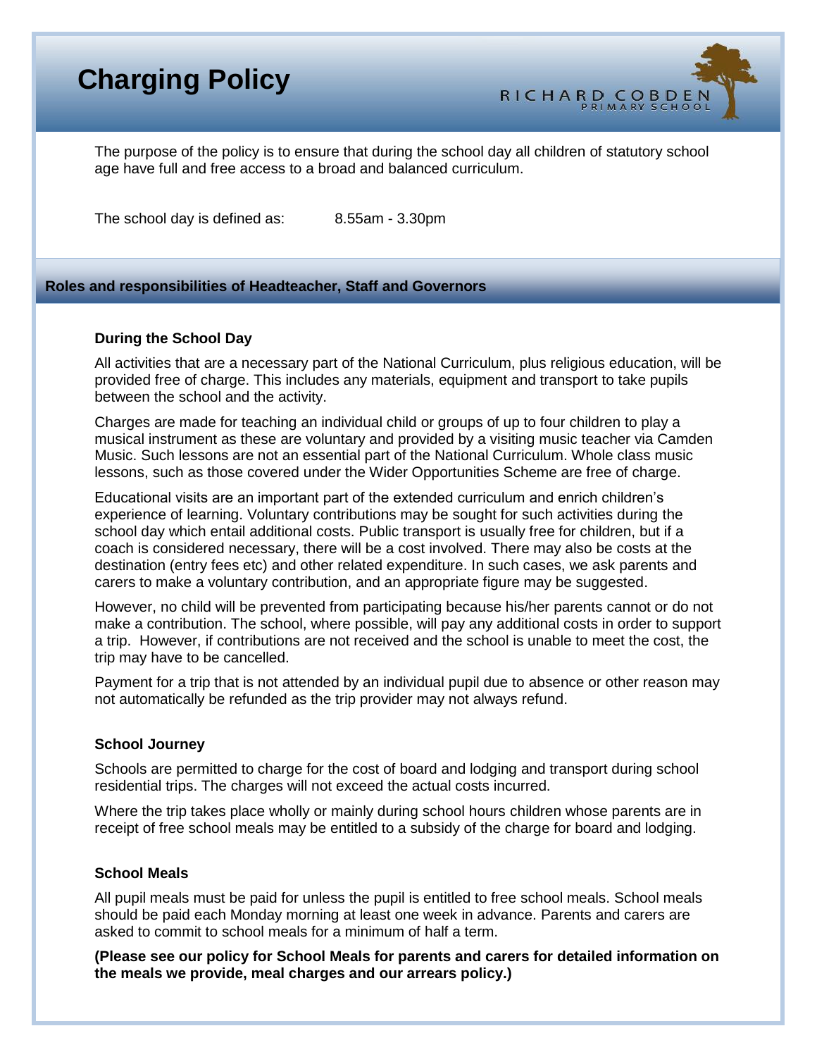# Charging Policy

RICHARD COBDEN PRIMARY SCHOOL

The purpose of the policy is to ensure that during the school day all children of statutory school age have full and free access to a broad and balanced curriculum.

The school day is defined as: 8.55am - 3.30pm

## Roles and responsibilities of Headteacher, Staff and Governors

### During the School Day

All activities that are a necessary part of the National Curriculum, plus religious education, will be provided free of charge. This includes any materials, equipment and transport to take pupils between the school and the activity.

Charges are made for teaching an individual child or groups of up to four children to play a musical instrument as these are voluntary and provided by a visiting music teacher via Camden Music. Such lessons are not an essential part of the National Curriculum. Whole class music lessons, such as those covered under the Wider Opportunities Scheme are free of charge.

Educational visits are an important part of the extended curriculum and enrich children's experience of learning. Voluntary contributions may be sought for such activities during the school day which entail additional costs. Public transport is usually free for children, but if a coach is considered necessary, there will be a cost involved. There may also be costs at the destination (entry fees etc) and other related expenditure. In such cases, we ask parents and carers to make a voluntary contribution, and an appropriate figure may be suggested.

However, no child will be prevented from participating because his/her parents cannot or do not make a contribution. The school, where possible, will pay any additional costs in order to support a trip. However, if contributions are not received and the school is unable to meet the cost, the trip may have to be cancelled.

Payment for a trip that is not attended by an individual pupil due to absence or other reason may not automatically be refunded as the trip provider may not always refund.

### School Journey

Schools are permitted to charge for the cost of board and lodging and transport during school residential trips. The charges will not exceed the actual costs incurred.

Where the trip takes place wholly or mainly during school hours children whose parents are in receipt of free school meals may be entitled to a subsidy of the charge for board and lodging.

### School Meals

All pupil meals must be paid for unless the pupil is entitled to free school meals. School meals should be paid each Monday morning at least one week in advance. Parents and carers are asked to commit to school meals for a minimum of half a term.

**(Please see our policy for School Meals for parents and carers for detailed information on the meals we provide, meal charges and our arrears policy.)**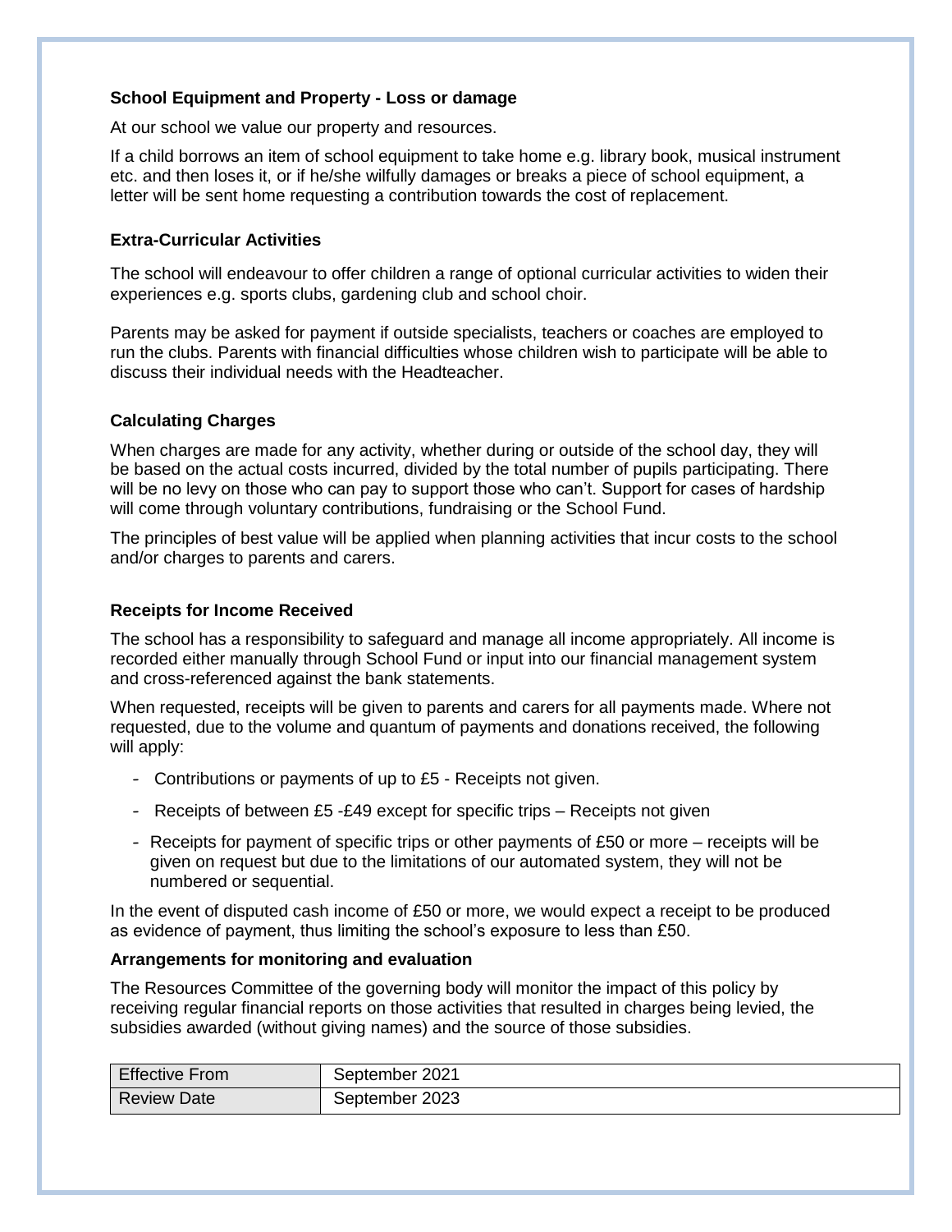### School Equipment and Property - Loss or damage

At our school we value our property and resources.

If a child borrows an item of school equipment to take home e.g. library book, musical instrument etc. and then loses it, or if he/she wilfully damages or breaks a piece of school equipment, a letter will be sent home requesting a contribution towards the cost of replacement.

### Extra-Curricular Activities

The school will endeavour to offer children a range of optional curricular activities to widen their experiences e.g. sports clubs, gardening club and school choir.

Parents may be asked for payment if outside specialists, teachers or coaches are employed to run the clubs. Parents with financial difficulties whose children wish to participate will be able to discuss their individual needs with the Headteacher.

### Calculating Charges

When charges are made for any activity, whether during or outside of the school day, they will be based on the actual costs incurred, divided by the total number of pupils participating. There will be no levy on those who can pay to support those who can't. Support for cases of hardship will come through voluntary contributions, fundraising or the School Fund.

The principles of best value will be applied when planning activities that incur costs to the school and/or charges to parents and carers.

### Receipts for Income Received

The school has a responsibility to safeguard and manage all income appropriately. All income is recorded either manually through School Fund or input into our financial management system and cross-referenced against the bank statements.

When requested, receipts will be given to parents and carers for all payments made. Where not requested, due to the volume and quantum of payments and donations received, the following will apply:

- Contributions or payments of up to £5 - Receipts not given.
- Receipts of between £5 -£49 except for specific trips – Receipts not given
- Receipts for payment of specific trips or other payments of £50 or more – receipts will be given on request but due to the limitations of our automated system, they will not be numbered or sequential.

In the event of disputed cash income of £50 or more, we would expect a receipt to be produced as evidence of payment, thus limiting the school's exposure to less than £50.

### Arrangements for monitoring and evaluation

The Resources Committee of the governing body will monitor the impact of this policy by receiving regular financial reports on those activities that resulted in charges being levied, the subsidies awarded (without giving names) and the source of those subsidies.

| | |
|---|---|
| Effective From | September 2021 |
| Review Date | September 2023 |